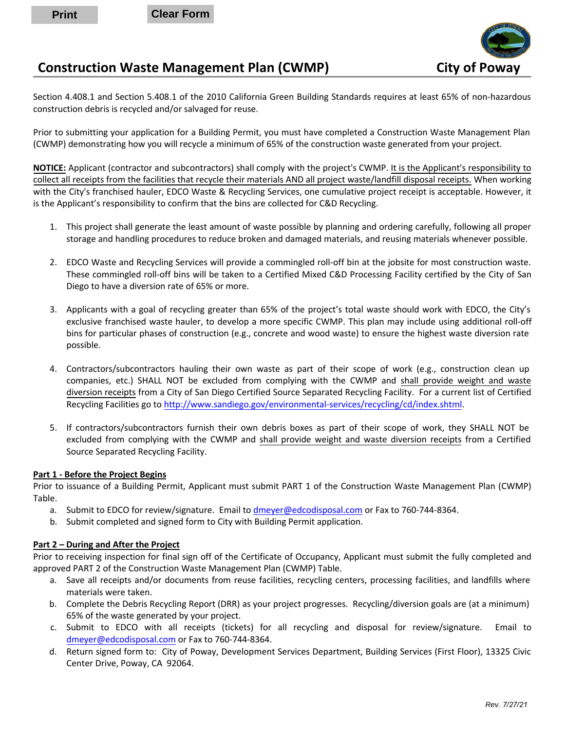# Construction Waste Management Plan (CWMP) — City of Poway

Section 4.408.1 and Section 5.408.1 of the 2010 California Green Building Standards requires at least 65% of non-hazardous construction debris is recycled and/or salvaged for reuse.

Prior to submitting your application for a Building Permit, you must have completed a Construction Waste Management Plan (CWMP) demonstrating how you will recycle a minimum of 65% of the construction waste generated from your project.

**NOTICE:** Applicant (contractor and subcontractors) shall comply with the project's CWMP. It is the Applicant's responsibility to collect all receipts from the facilities that recycle their materials AND all project waste/landfill disposal receipts. When working with the City's franchised hauler, EDCO Waste & Recycling Services, one cumulative project receipt is acceptable. However, it is the Applicant's responsibility to confirm that the bins are collected for C&D Recycling.

1. This project shall generate the least amount of waste possible by planning and ordering carefully, following all proper storage and handling procedures to reduce broken and damaged materials, and reusing materials whenever possible.
2. EDCO Waste and Recycling Services will provide a commingled roll-off bin at the jobsite for most construction waste. These commingled roll-off bins will be taken to a Certified Mixed C&D Processing Facility certified by the City of San Diego to have a diversion rate of 65% or more.
3. Applicants with a goal of recycling greater than 65% of the project's total waste should work with EDCO, the City's exclusive franchised waste hauler, to develop a more specific CWMP. This plan may include using additional roll-off bins for particular phases of construction (e.g., concrete and wood waste) to ensure the highest waste diversion rate possible.
4. Contractors/subcontractors hauling their own waste as part of their scope of work (e.g., construction clean up companies, etc.) SHALL NOT be excluded from complying with the CWMP and shall provide weight and waste diversion receipts from a City of San Diego Certified Source Separated Recycling Facility. For a current list of Certified Recycling Facilities go to http://www.sandiego.gov/environmental-services/recycling/cd/index.shtml.
5. If contractors/subcontractors furnish their own debris boxes as part of their scope of work, they SHALL NOT be excluded from complying with the CWMP and shall provide weight and waste diversion receipts from a Certified Source Separated Recycling Facility.

**Part 1 - Before the Project Begins**

Prior to issuance of a Building Permit, Applicant must submit PART 1 of the Construction Waste Management Plan (CWMP) Table.

a. Submit to EDCO for review/signature. Email to dmeyer@edcodisposal.com or Fax to 760-744-8364.
b. Submit completed and signed form to City with Building Permit application.

**Part 2 – During and After the Project**

Prior to receiving inspection for final sign off of the Certificate of Occupancy, Applicant must submit the fully completed and approved PART 2 of the Construction Waste Management Plan (CWMP) Table.

a. Save all receipts and/or documents from reuse facilities, recycling centers, processing facilities, and landfills where materials were taken.
b. Complete the Debris Recycling Report (DRR) as your project progresses. Recycling/diversion goals are (at a minimum) 65% of the waste generated by your project.
c. Submit to EDCO with all receipts (tickets) for all recycling and disposal for review/signature. Email to dmeyer@edcodisposal.com or Fax to 760-744-8364.
d. Return signed form to: City of Poway, Development Services Department, Building Services (First Floor), 13325 Civic Center Drive, Poway, CA 92064.

Rev. 7/27/21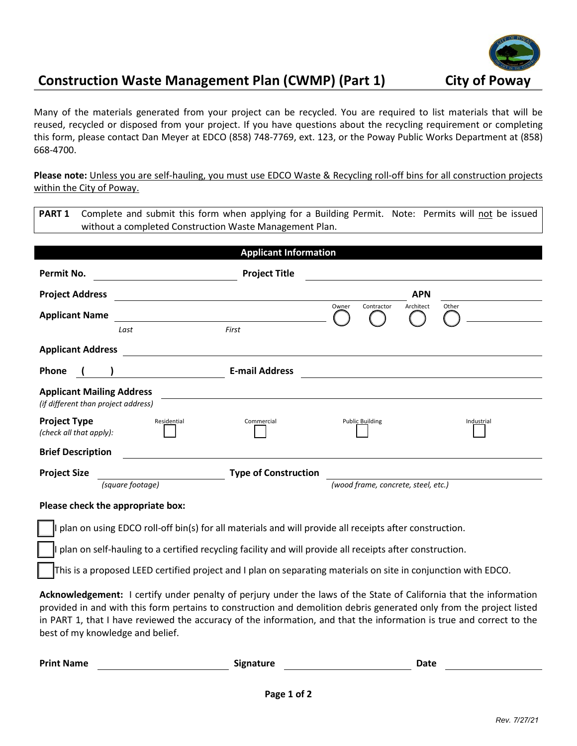# Construction Waste Management Plan (CWMP) (Part 1) — City of Poway

Many of the materials generated from your project can be recycled. You are required to list materials that will be reused, recycled or disposed from your project. If you have questions about the recycling requirement or completing this form, please contact Dan Meyer at EDCO (858) 748-7769, ext. 123, or the Poway Public Works Department at (858) 668-4700.

**Please note:** Unless you are self-hauling, you must use EDCO Waste & Recycling roll-off bins for all construction projects within the City of Poway.

**PART 1** Complete and submit this form when applying for a Building Permit. Note: Permits will not be issued without a completed Construction Waste Management Plan.

## Applicant Information

**Permit No.** ____________________ **Project Title** ____________________

**Project Address** ____________________ **APN** ____________________

**Applicant Name** ____________________ ____________________ ○ Owner ○ Contractor ○ Architect ○ Other ____________________
*Last* *First*

**Applicant Address** ____________________

**Phone** ( ) ____________________ **E-mail Address** ____________________

**Applicant Mailing Address** ____________________
*(if different than project address)*

**Project Type** *(check all that apply):* ☐ Residential ☐ Commercial ☐ Public Building ☐ Industrial

**Brief Description** ____________________

**Project Size** ____________________ **Type of Construction** ____________________
*(square footage)* *(wood frame, concrete, steel, etc.)*

**Please check the appropriate box:**

☐ I plan on using EDCO roll-off bin(s) for all materials and will provide all receipts after construction.

☐ I plan on self-hauling to a certified recycling facility and will provide all receipts after construction.

☐ This is a proposed LEED certified project and I plan on separating materials on site in conjunction with EDCO.

**Acknowledgement:** I certify under penalty of perjury under the laws of the State of California that the information provided in and with this form pertains to construction and demolition debris generated only from the project listed in PART 1, that I have reviewed the accuracy of the information, and that the information is true and correct to the best of my knowledge and belief.

**Print Name** ____________________ **Signature** ____________________ **Date** ____________________

Rev. 7/27/21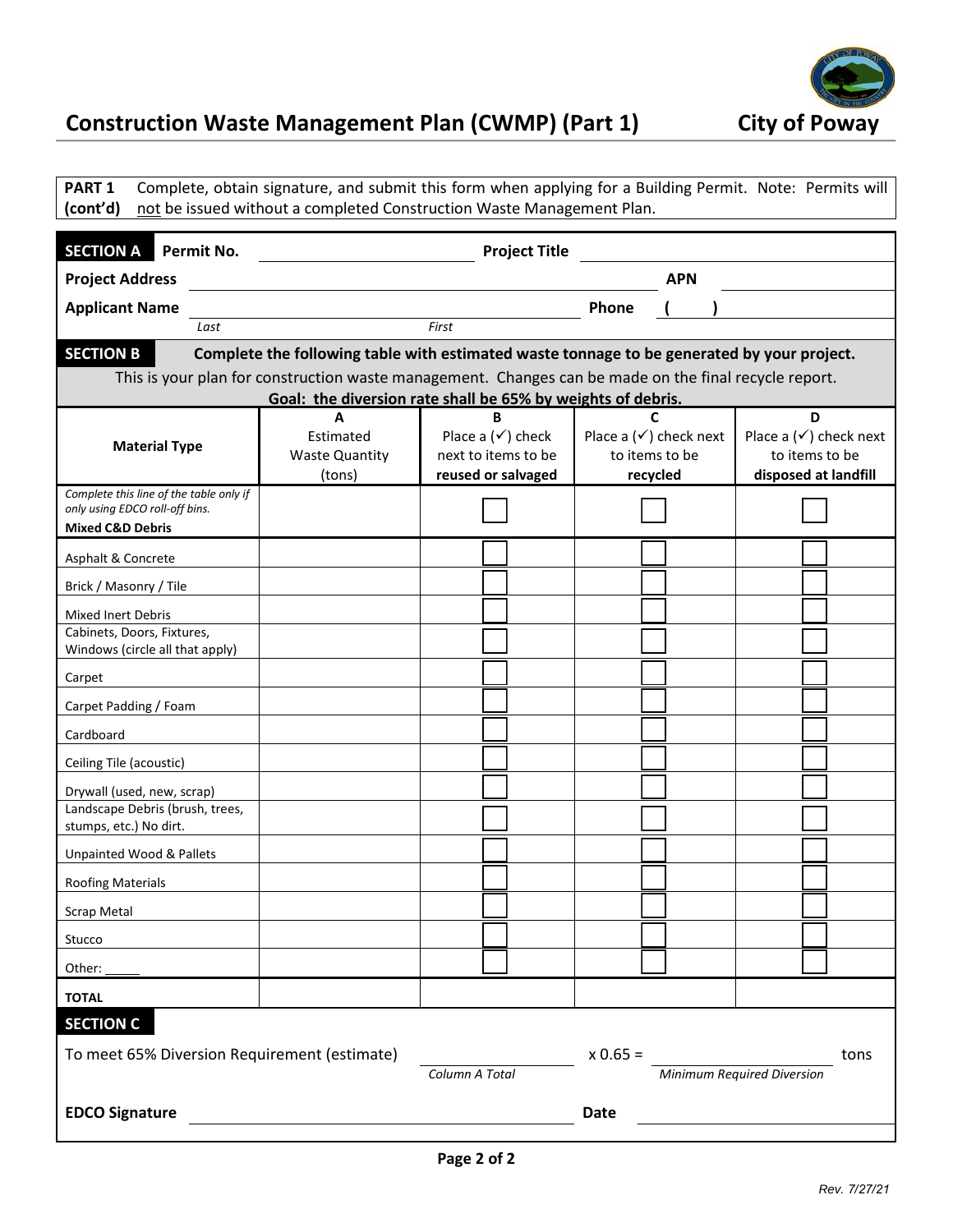# Construction Waste Management Plan (CWMP) (Part 1)

**City of Poway**

**PART 1 (cont'd)** Complete, obtain signature, and submit this form when applying for a Building Permit. Note: Permits will not be issued without a completed Construction Waste Management Plan.

**SECTION A** **Permit No.** ______________ **Project Title** ______________

**Project Address** ______________ **APN** ______________

**Applicant Name** ______________ (*Last*) ______________ (*First*) **Phone** ( ) ______________

**SECTION B** **Complete the following table with estimated waste tonnage to be generated by your project.**

This is your plan for construction waste management. Changes can be made on the final recycle report.

**Goal: the diversion rate shall be 65% by weights of debris.**

| Material Type | A<br>Estimated Waste Quantity (tons) | B<br>Place a (✓) check next to items to be **reused or salvaged** | C<br>Place a (✓) check next to items to be **recycled** | D<br>Place a (✓) check next to items to be **disposed at landfill** |
|---|---|---|---|---|
| *Complete this line of the table only if only using EDCO roll-off bins.*<br>**Mixed C&D Debris** | | ☐ | ☐ | ☐ |
| Asphalt & Concrete | | ☐ | ☐ | ☐ |
| Brick / Masonry / Tile | | ☐ | ☐ | ☐ |
| Mixed Inert Debris | | ☐ | ☐ | ☐ |
| Cabinets, Doors, Fixtures, Windows (circle all that apply) | | ☐ | ☐ | ☐ |
| Carpet | | ☐ | ☐ | ☐ |
| Carpet Padding / Foam | | ☐ | ☐ | ☐ |
| Cardboard | | ☐ | ☐ | ☐ |
| Ceiling Tile (acoustic) | | ☐ | ☐ | ☐ |
| Drywall (used, new, scrap) | | ☐ | ☐ | ☐ |
| Landscape Debris (brush, trees, stumps, etc.) No dirt. | | ☐ | ☐ | ☐ |
| Unpainted Wood & Pallets | | ☐ | ☐ | ☐ |
| Roofing Materials | | ☐ | ☐ | ☐ |
| Scrap Metal | | ☐ | ☐ | ☐ |
| Stucco | | ☐ | ☐ | ☐ |
| Other: _____ | | ☐ | ☐ | ☐ |
| **TOTAL** | | | | |

**SECTION C**

To meet 65% Diversion Requirement (estimate) ______________ (*Column A Total*) x 0.65 = ______________ (*Minimum Required Diversion*) tons

**EDCO Signature** ______________ **Date** ______________

Rev. 7/27/21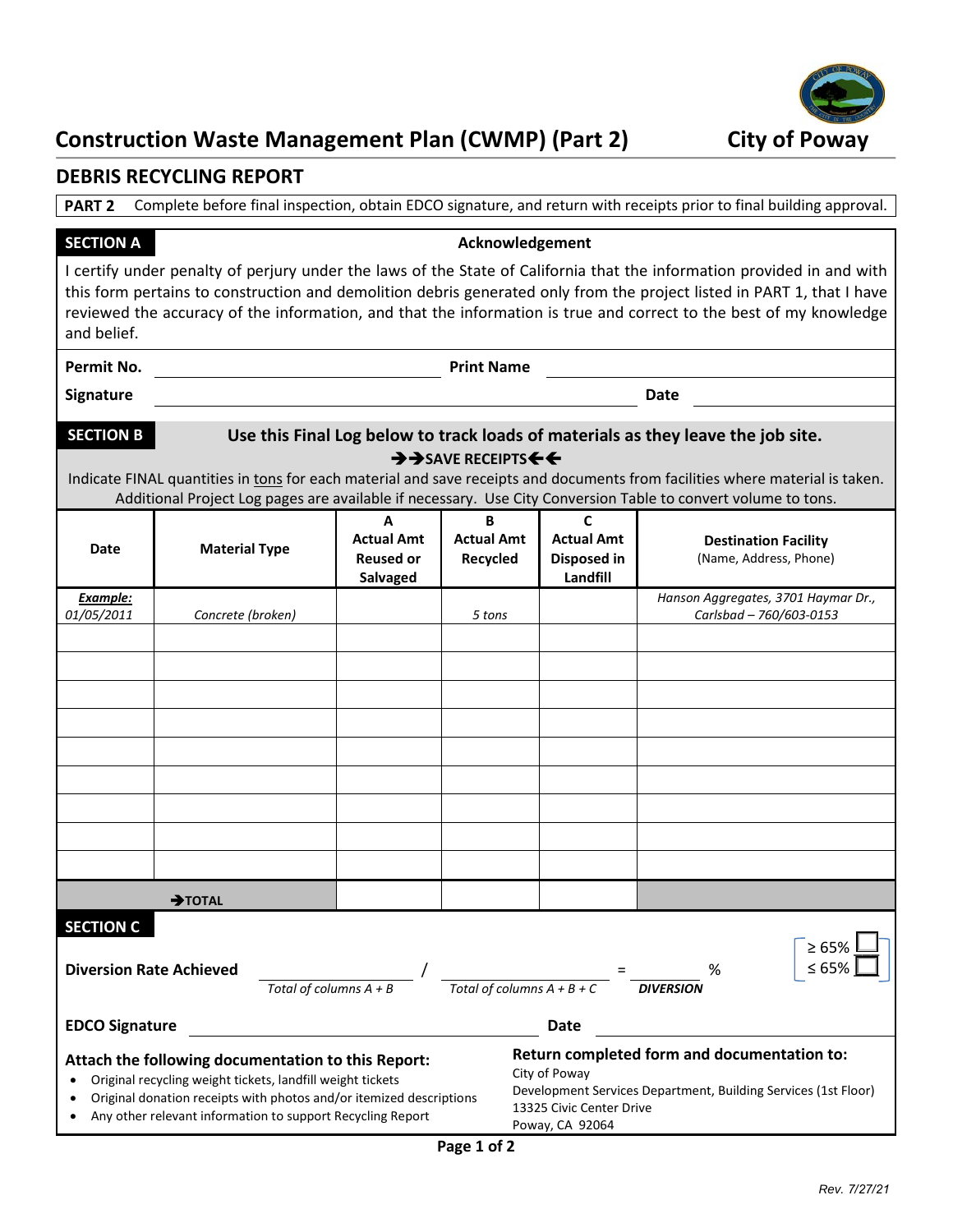# Construction Waste Management Plan (CWMP) (Part 2)

**City of Poway**

## DEBRIS RECYCLING REPORT

**PART 2** Complete before final inspection, obtain EDCO signature, and return with receipts prior to final building approval.

**SECTION A** **Acknowledgement**

I certify under penalty of perjury under the laws of the State of California that the information provided in and with this form pertains to construction and demolition debris generated only from the project listed in PART 1, that I have reviewed the accuracy of the information, and that the information is true and correct to the best of my knowledge and belief.

**Permit No.** ______________________ **Print Name** ______________________

**Signature** ______________________ **Date** ______________________

**SECTION B** **Use this Final Log below to track loads of materials as they leave the job site.**

**➔➔SAVE RECEIPTS🡐🡐**

Indicate FINAL quantities in tons for each material and save receipts and documents from facilities where material is taken. Additional Project Log pages are available if necessary. Use City Conversion Table to convert volume to tons.

| Date | Material Type | A Actual Amt Reused or Salvaged | B Actual Amt Recycled | C Actual Amt Disposed in Landfill | Destination Facility (Name, Address, Phone) |
|---|---|---|---|---|---|
| ***Example:*** *01/05/2011* | *Concrete (broken)* | | *5 tons* | | *Hanson Aggregates, 3701 Haymar Dr., Carlsbad – 760/603-0153* |
| | | | | | |
| | | | | | |
| | | | | | |
| | | | | | |
| | | | | | |
| | | | | | |
| | | | | | |
| | | | | | |
| | | | | | |
| | **➔TOTAL** | | | | |

**SECTION C**

**Diversion Rate Achieved** ______________ / ______________ = ______________ %

*Total of columns A + B* / *Total of columns A + B + C* = ***DIVERSION***

☐ ≥ 65%
☐ ≤ 65%

**EDCO Signature** ______________________ **Date** ______________________

**Attach the following documentation to this Report:**

- Original recycling weight tickets, landfill weight tickets
- Original donation receipts with photos and/or itemized descriptions
- Any other relevant information to support Recycling Report

**Return completed form and documentation to:**

City of Poway
Development Services Department, Building Services (1st Floor)
13325 Civic Center Drive
Poway, CA 92064

*Rev. 7/27/21*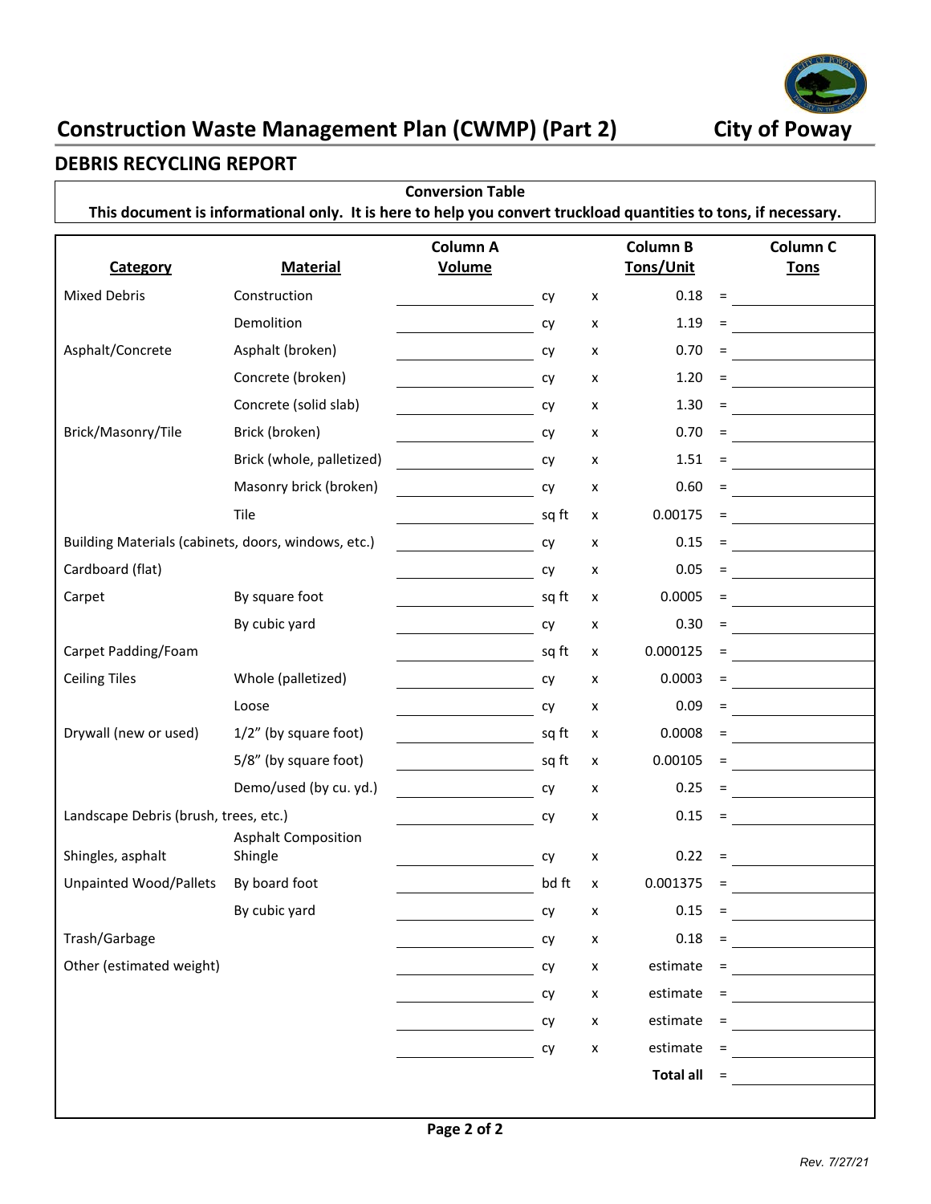# Construction Waste Management Plan (CWMP) (Part 2) City of Poway

## DEBRIS RECYCLING REPORT

**Conversion Table**

**This document is informational only. It is here to help you convert truckload quantities to tons, if necessary.**

| Category | Material | Column A Volume | | | Column B Tons/Unit | | Column C Tons |
|---|---|---|---|---|---|---|---|
| Mixed Debris | Construction | | cy | x | 0.18 | = | |
| | Demolition | | cy | x | 1.19 | = | |
| Asphalt/Concrete | Asphalt (broken) | | cy | x | 0.70 | = | |
| | Concrete (broken) | | cy | x | 1.20 | = | |
| | Concrete (solid slab) | | cy | x | 1.30 | = | |
| Brick/Masonry/Tile | Brick (broken) | | cy | x | 0.70 | = | |
| | Brick (whole, palletized) | | cy | x | 1.51 | = | |
| | Masonry brick (broken) | | cy | x | 0.60 | = | |
| | Tile | | sq ft | x | 0.00175 | = | |
| Building Materials (cabinets, doors, windows, etc.) | | | cy | x | 0.15 | = | |
| Cardboard (flat) | | | cy | x | 0.05 | = | |
| Carpet | By square foot | | sq ft | x | 0.0005 | = | |
| | By cubic yard | | cy | x | 0.30 | = | |
| Carpet Padding/Foam | | | sq ft | x | 0.000125 | = | |
| Ceiling Tiles | Whole (palletized) | | cy | x | 0.0003 | = | |
| | Loose | | cy | x | 0.09 | = | |
| Drywall (new or used) | 1/2" (by square foot) | | sq ft | x | 0.0008 | = | |
| | 5/8" (by square foot) | | sq ft | x | 0.00105 | = | |
| | Demo/used (by cu. yd.) | | cy | x | 0.25 | = | |
| Landscape Debris (brush, trees, etc.) | | | cy | x | 0.15 | = | |
| Shingles, asphalt | Asphalt Composition Shingle | | cy | x | 0.22 | = | |
| Unpainted Wood/Pallets | By board foot | | bd ft | x | 0.001375 | = | |
| | By cubic yard | | cy | x | 0.15 | = | |
| Trash/Garbage | | | cy | x | 0.18 | = | |
| Other (estimated weight) | | | cy | x | estimate | = | |
| | | | cy | x | estimate | = | |
| | | | cy | x | estimate | = | |
| | | | cy | x | estimate | = | |
| | | | | | **Total all** | = | |

Rev. 7/27/21